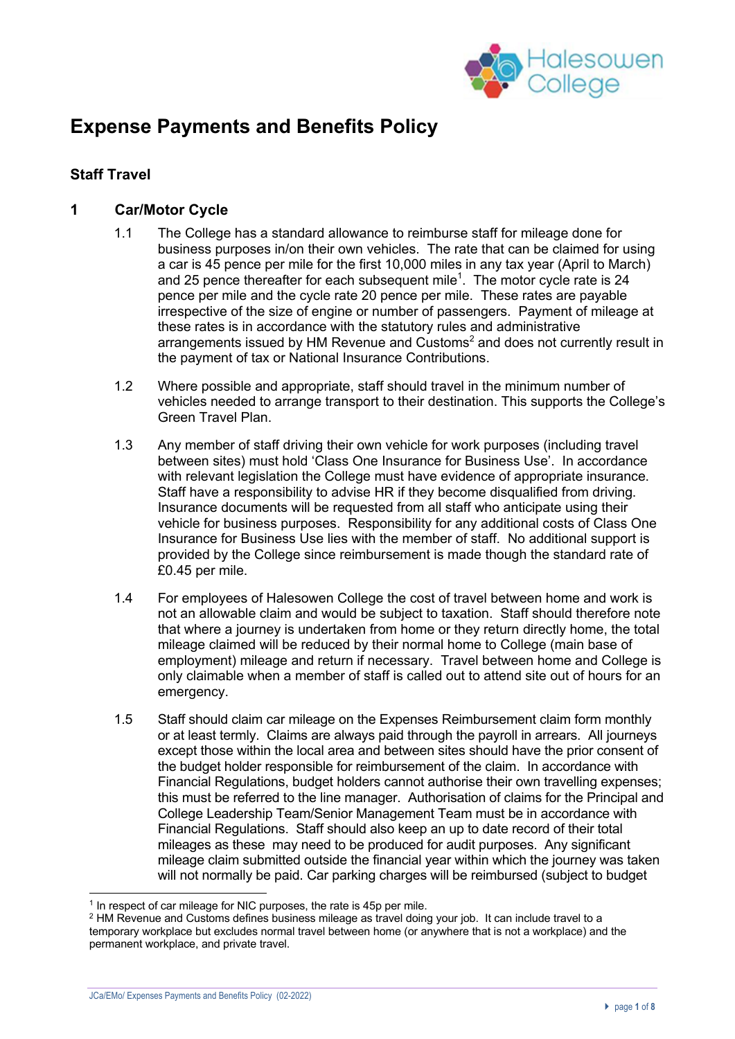# Expense Payments and Benefits Policy

## Staff Travel

### 1 Car/Motor Cycle

1.1 The College has a standard allowance to reimburse staff for mileage done for business purposes in/on their own vehicles. The rate that can be claimed for using a car is 45 pence per mile for the first 10,000 miles in any tax year (April to March) and 25 pence thereafter for each subsequent mile[1]. The motor cycle rate is 24 pence per mile and the cycle rate 20 pence per mile. These rates are payable irrespective of the size of engine or number of passengers. Payment of mileage at these rates is in accordance with the statutory rules and administrative arrangements issued by HM Revenue and Customs[2] and does not currently result in the payment of tax or National Insurance Contributions.

1.2 Where possible and appropriate, staff should travel in the minimum number of vehicles needed to arrange transport to their destination. This supports the College's Green Travel Plan.

1.3 Any member of staff driving their own vehicle for work purposes (including travel between sites) must hold 'Class One Insurance for Business Use'. In accordance with relevant legislation the College must have evidence of appropriate insurance. Staff have a responsibility to advise HR if they become disqualified from driving. Insurance documents will be requested from all staff who anticipate using their vehicle for business purposes. Responsibility for any additional costs of Class One Insurance for Business Use lies with the member of staff. No additional support is provided by the College since reimbursement is made though the standard rate of £0.45 per mile.

1.4 For employees of Halesowen College the cost of travel between home and work is not an allowable claim and would be subject to taxation. Staff should therefore note that where a journey is undertaken from home or they return directly home, the total mileage claimed will be reduced by their normal home to College (main base of employment) mileage and return if necessary. Travel between home and College is only claimable when a member of staff is called out to attend site out of hours for an emergency.

1.5 Staff should claim car mileage on the Expenses Reimbursement claim form monthly or at least termly. Claims are always paid through the payroll in arrears. All journeys except those within the local area and between sites should have the prior consent of the budget holder responsible for reimbursement of the claim. In accordance with Financial Regulations, budget holders cannot authorise their own travelling expenses; this must be referred to the line manager. Authorisation of claims for the Principal and College Leadership Team/Senior Management Team must be in accordance with Financial Regulations. Staff should also keep an up to date record of their total mileages as these may need to be produced for audit purposes. Any significant mileage claim submitted outside the financial year within which the journey was taken will not normally be paid. Car parking charges will be reimbursed (subject to budget

---

[1] In respect of car mileage for NIC purposes, the rate is 45p per mile.

[2] HM Revenue and Customs defines business mileage as travel doing your job. It can include travel to a temporary workplace but excludes normal travel between home (or anywhere that is not a workplace) and the permanent workplace, and private travel.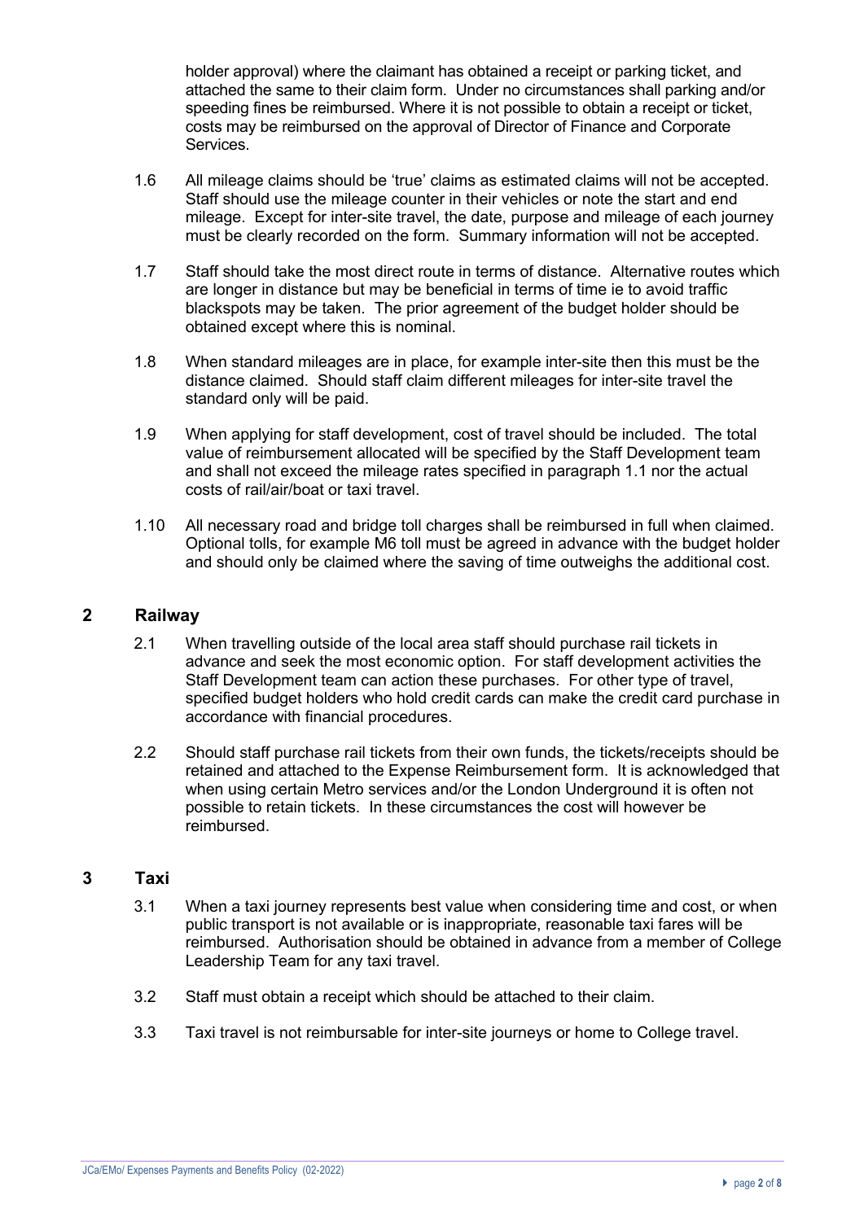holder approval) where the claimant has obtained a receipt or parking ticket, and attached the same to their claim form. Under no circumstances shall parking and/or speeding fines be reimbursed. Where it is not possible to obtain a receipt or ticket, costs may be reimbursed on the approval of Director of Finance and Corporate Services.

1.6 All mileage claims should be 'true' claims as estimated claims will not be accepted. Staff should use the mileage counter in their vehicles or note the start and end mileage. Except for inter-site travel, the date, purpose and mileage of each journey must be clearly recorded on the form. Summary information will not be accepted.

1.7 Staff should take the most direct route in terms of distance. Alternative routes which are longer in distance but may be beneficial in terms of time ie to avoid traffic blackspots may be taken. The prior agreement of the budget holder should be obtained except where this is nominal.

1.8 When standard mileages are in place, for example inter-site then this must be the distance claimed. Should staff claim different mileages for inter-site travel the standard only will be paid.

1.9 When applying for staff development, cost of travel should be included. The total value of reimbursement allocated will be specified by the Staff Development team and shall not exceed the mileage rates specified in paragraph 1.1 nor the actual costs of rail/air/boat or taxi travel.

1.10 All necessary road and bridge toll charges shall be reimbursed in full when claimed. Optional tolls, for example M6 toll must be agreed in advance with the budget holder and should only be claimed where the saving of time outweighs the additional cost.

## 2 Railway

2.1 When travelling outside of the local area staff should purchase rail tickets in advance and seek the most economic option. For staff development activities the Staff Development team can action these purchases. For other type of travel, specified budget holders who hold credit cards can make the credit card purchase in accordance with financial procedures.

2.2 Should staff purchase rail tickets from their own funds, the tickets/receipts should be retained and attached to the Expense Reimbursement form. It is acknowledged that when using certain Metro services and/or the London Underground it is often not possible to retain tickets. In these circumstances the cost will however be reimbursed.

## 3 Taxi

3.1 When a taxi journey represents best value when considering time and cost, or when public transport is not available or is inappropriate, reasonable taxi fares will be reimbursed. Authorisation should be obtained in advance from a member of College Leadership Team for any taxi travel.

3.2 Staff must obtain a receipt which should be attached to their claim.

3.3 Taxi travel is not reimbursable for inter-site journeys or home to College travel.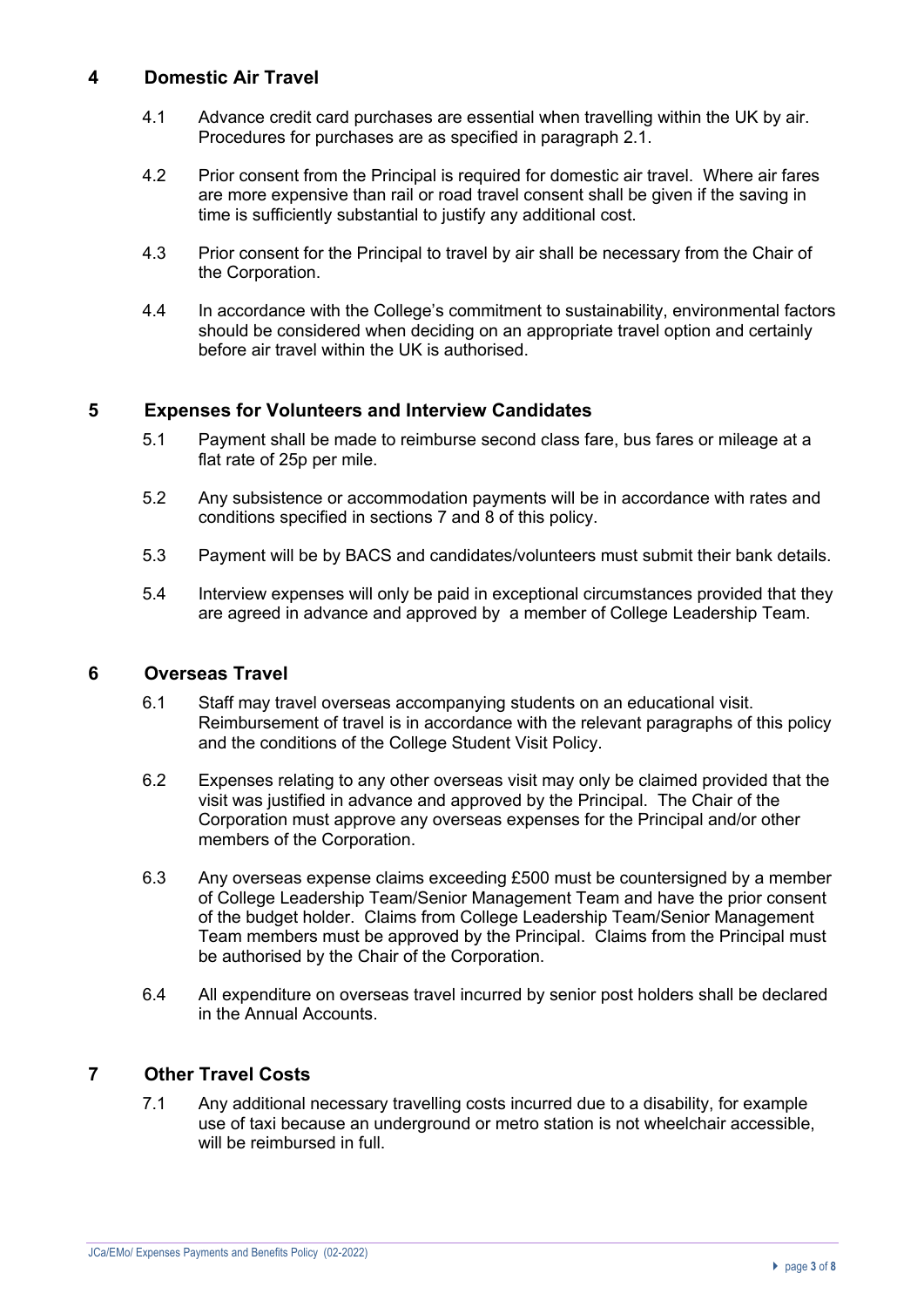## 4 Domestic Air Travel

4.1 Advance credit card purchases are essential when travelling within the UK by air. Procedures for purchases are as specified in paragraph 2.1.

4.2 Prior consent from the Principal is required for domestic air travel. Where air fares are more expensive than rail or road travel consent shall be given if the saving in time is sufficiently substantial to justify any additional cost.

4.3 Prior consent for the Principal to travel by air shall be necessary from the Chair of the Corporation.

4.4 In accordance with the College's commitment to sustainability, environmental factors should be considered when deciding on an appropriate travel option and certainly before air travel within the UK is authorised.

## 5 Expenses for Volunteers and Interview Candidates

5.1 Payment shall be made to reimburse second class fare, bus fares or mileage at a flat rate of 25p per mile.

5.2 Any subsistence or accommodation payments will be in accordance with rates and conditions specified in sections 7 and 8 of this policy.

5.3 Payment will be by BACS and candidates/volunteers must submit their bank details.

5.4 Interview expenses will only be paid in exceptional circumstances provided that they are agreed in advance and approved by a member of College Leadership Team.

## 6 Overseas Travel

6.1 Staff may travel overseas accompanying students on an educational visit. Reimbursement of travel is in accordance with the relevant paragraphs of this policy and the conditions of the College Student Visit Policy.

6.2 Expenses relating to any other overseas visit may only be claimed provided that the visit was justified in advance and approved by the Principal. The Chair of the Corporation must approve any overseas expenses for the Principal and/or other members of the Corporation.

6.3 Any overseas expense claims exceeding £500 must be countersigned by a member of College Leadership Team/Senior Management Team and have the prior consent of the budget holder. Claims from College Leadership Team/Senior Management Team members must be approved by the Principal. Claims from the Principal must be authorised by the Chair of the Corporation.

6.4 All expenditure on overseas travel incurred by senior post holders shall be declared in the Annual Accounts.

## 7 Other Travel Costs

7.1 Any additional necessary travelling costs incurred due to a disability, for example use of taxi because an underground or metro station is not wheelchair accessible, will be reimbursed in full.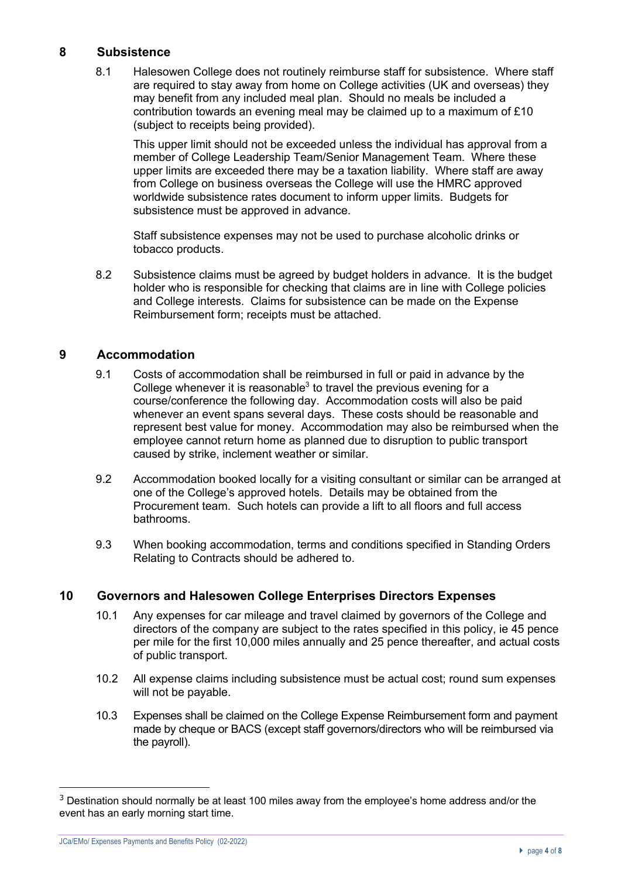## 8 Subsistence

8.1 Halesowen College does not routinely reimburse staff for subsistence. Where staff are required to stay away from home on College activities (UK and overseas) they may benefit from any included meal plan. Should no meals be included a contribution towards an evening meal may be claimed up to a maximum of £10 (subject to receipts being provided).

This upper limit should not be exceeded unless the individual has approval from a member of College Leadership Team/Senior Management Team. Where these upper limits are exceeded there may be a taxation liability. Where staff are away from College on business overseas the College will use the HMRC approved worldwide subsistence rates document to inform upper limits. Budgets for subsistence must be approved in advance.

Staff subsistence expenses may not be used to purchase alcoholic drinks or tobacco products.

8.2 Subsistence claims must be agreed by budget holders in advance. It is the budget holder who is responsible for checking that claims are in line with College policies and College interests. Claims for subsistence can be made on the Expense Reimbursement form; receipts must be attached.

## 9 Accommodation

9.1 Costs of accommodation shall be reimbursed in full or paid in advance by the College whenever it is reasonable[3] to travel the previous evening for a course/conference the following day. Accommodation costs will also be paid whenever an event spans several days. These costs should be reasonable and represent best value for money. Accommodation may also be reimbursed when the employee cannot return home as planned due to disruption to public transport caused by strike, inclement weather or similar.

9.2 Accommodation booked locally for a visiting consultant or similar can be arranged at one of the College's approved hotels. Details may be obtained from the Procurement team. Such hotels can provide a lift to all floors and full access bathrooms.

9.3 When booking accommodation, terms and conditions specified in Standing Orders Relating to Contracts should be adhered to.

## 10 Governors and Halesowen College Enterprises Directors Expenses

10.1 Any expenses for car mileage and travel claimed by governors of the College and directors of the company are subject to the rates specified in this policy, ie 45 pence per mile for the first 10,000 miles annually and 25 pence thereafter, and actual costs of public transport.

10.2 All expense claims including subsistence must be actual cost; round sum expenses will not be payable.

10.3 Expenses shall be claimed on the College Expense Reimbursement form and payment made by cheque or BACS (except staff governors/directors who will be reimbursed via the payroll).

---

[3] Destination should normally be at least 100 miles away from the employee's home address and/or the event has an early morning start time.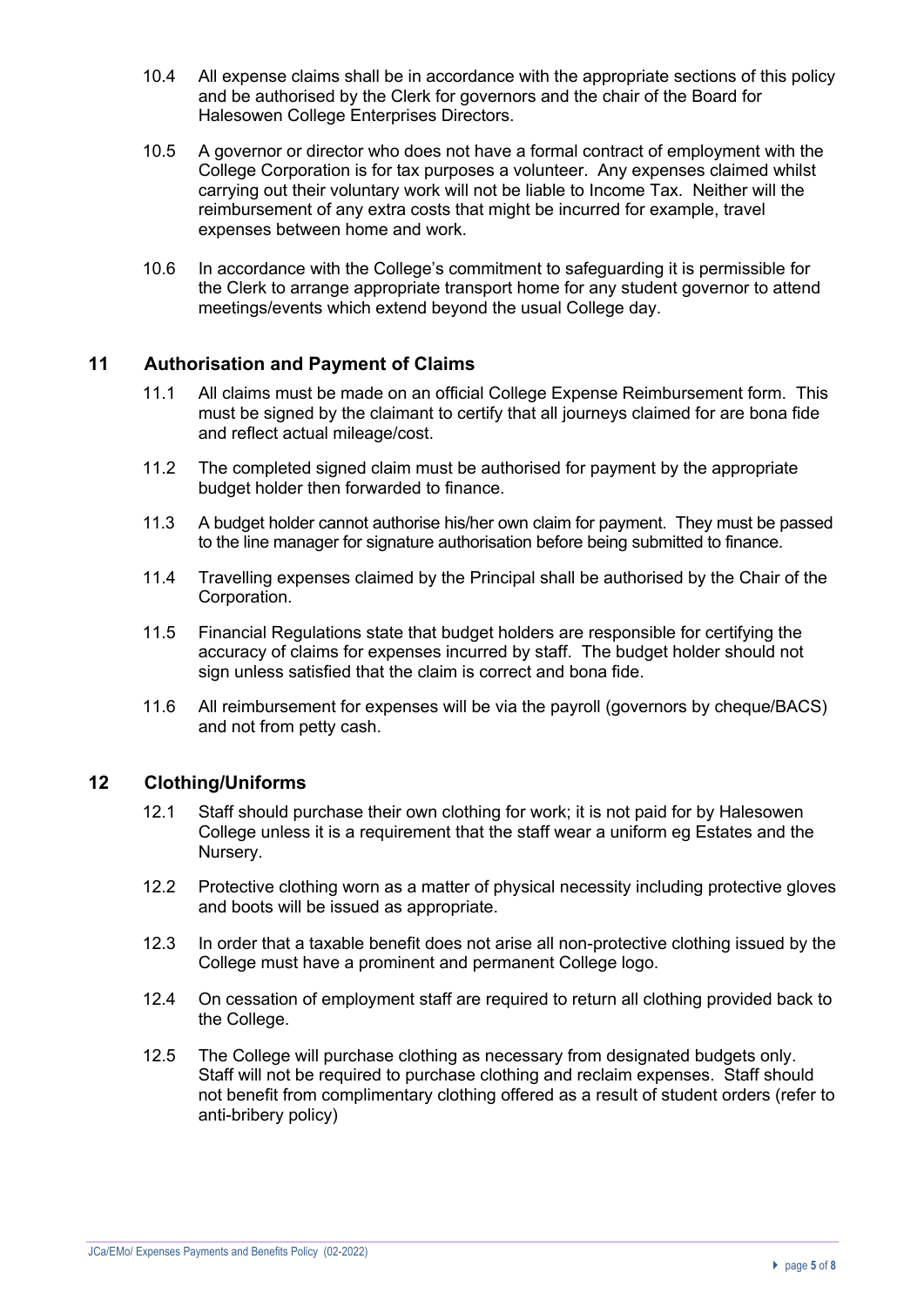10.4 All expense claims shall be in accordance with the appropriate sections of this policy and be authorised by the Clerk for governors and the chair of the Board for Halesowen College Enterprises Directors.

10.5 A governor or director who does not have a formal contract of employment with the College Corporation is for tax purposes a volunteer. Any expenses claimed whilst carrying out their voluntary work will not be liable to Income Tax. Neither will the reimbursement of any extra costs that might be incurred for example, travel expenses between home and work.

10.6 In accordance with the College's commitment to safeguarding it is permissible for the Clerk to arrange appropriate transport home for any student governor to attend meetings/events which extend beyond the usual College day.

## 11 Authorisation and Payment of Claims

11.1 All claims must be made on an official College Expense Reimbursement form. This must be signed by the claimant to certify that all journeys claimed for are bona fide and reflect actual mileage/cost.

11.2 The completed signed claim must be authorised for payment by the appropriate budget holder then forwarded to finance.

11.3 A budget holder cannot authorise his/her own claim for payment. They must be passed to the line manager for signature authorisation before being submitted to finance.

11.4 Travelling expenses claimed by the Principal shall be authorised by the Chair of the Corporation.

11.5 Financial Regulations state that budget holders are responsible for certifying the accuracy of claims for expenses incurred by staff. The budget holder should not sign unless satisfied that the claim is correct and bona fide.

11.6 All reimbursement for expenses will be via the payroll (governors by cheque/BACS) and not from petty cash.

## 12 Clothing/Uniforms

12.1 Staff should purchase their own clothing for work; it is not paid for by Halesowen College unless it is a requirement that the staff wear a uniform eg Estates and the Nursery.

12.2 Protective clothing worn as a matter of physical necessity including protective gloves and boots will be issued as appropriate.

12.3 In order that a taxable benefit does not arise all non-protective clothing issued by the College must have a prominent and permanent College logo.

12.4 On cessation of employment staff are required to return all clothing provided back to the College.

12.5 The College will purchase clothing as necessary from designated budgets only. Staff will not be required to purchase clothing and reclaim expenses. Staff should not benefit from complimentary clothing offered as a result of student orders (refer to anti-bribery policy)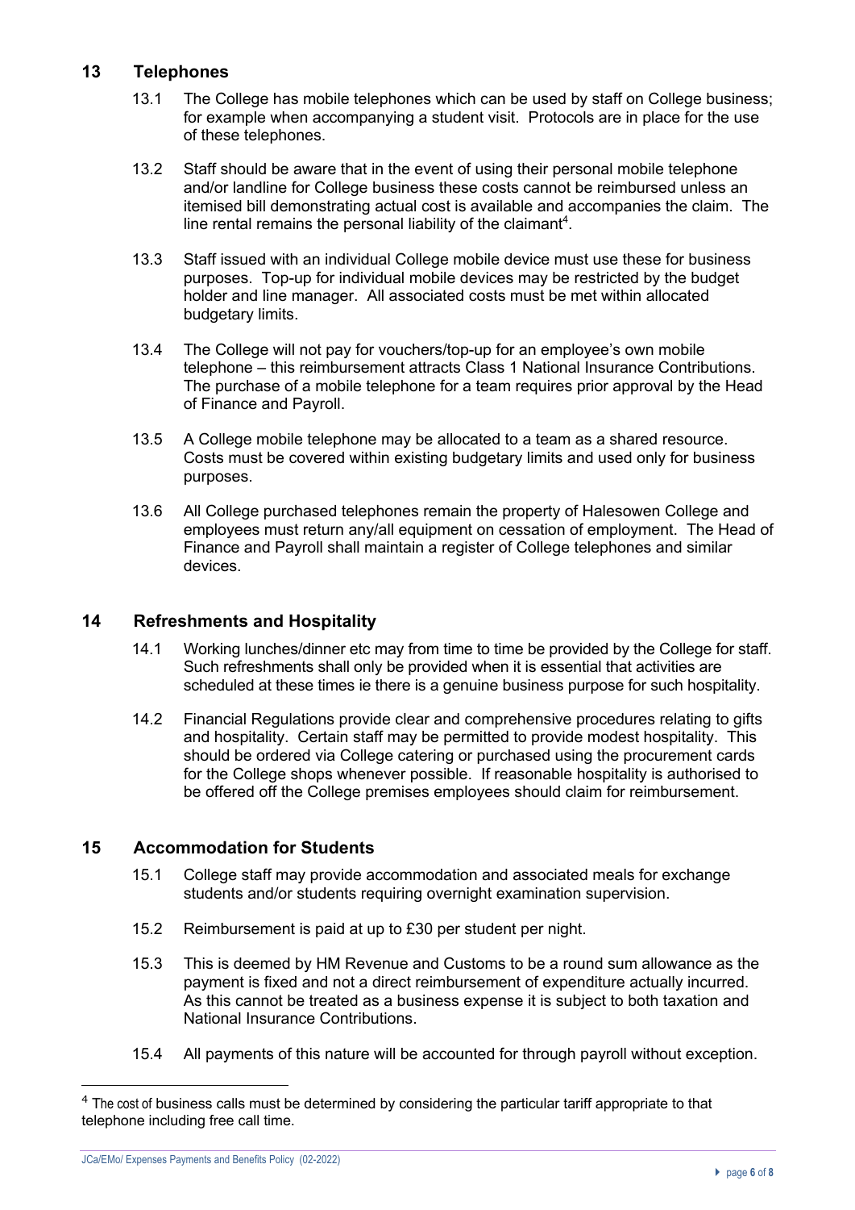## 13 Telephones

13.1 The College has mobile telephones which can be used by staff on College business; for example when accompanying a student visit. Protocols are in place for the use of these telephones.

13.2 Staff should be aware that in the event of using their personal mobile telephone and/or landline for College business these costs cannot be reimbursed unless an itemised bill demonstrating actual cost is available and accompanies the claim. The line rental remains the personal liability of the claimant[4].

13.3 Staff issued with an individual College mobile device must use these for business purposes. Top-up for individual mobile devices may be restricted by the budget holder and line manager. All associated costs must be met within allocated budgetary limits.

13.4 The College will not pay for vouchers/top-up for an employee's own mobile telephone – this reimbursement attracts Class 1 National Insurance Contributions. The purchase of a mobile telephone for a team requires prior approval by the Head of Finance and Payroll.

13.5 A College mobile telephone may be allocated to a team as a shared resource. Costs must be covered within existing budgetary limits and used only for business purposes.

13.6 All College purchased telephones remain the property of Halesowen College and employees must return any/all equipment on cessation of employment. The Head of Finance and Payroll shall maintain a register of College telephones and similar devices.

## 14 Refreshments and Hospitality

14.1 Working lunches/dinner etc may from time to time be provided by the College for staff. Such refreshments shall only be provided when it is essential that activities are scheduled at these times ie there is a genuine business purpose for such hospitality.

14.2 Financial Regulations provide clear and comprehensive procedures relating to gifts and hospitality. Certain staff may be permitted to provide modest hospitality. This should be ordered via College catering or purchased using the procurement cards for the College shops whenever possible. If reasonable hospitality is authorised to be offered off the College premises employees should claim for reimbursement.

## 15 Accommodation for Students

15.1 College staff may provide accommodation and associated meals for exchange students and/or students requiring overnight examination supervision.

15.2 Reimbursement is paid at up to £30 per student per night.

15.3 This is deemed by HM Revenue and Customs to be a round sum allowance as the payment is fixed and not a direct reimbursement of expenditure actually incurred. As this cannot be treated as a business expense it is subject to both taxation and National Insurance Contributions.

15.4 All payments of this nature will be accounted for through payroll without exception.

---

[4] The cost of business calls must be determined by considering the particular tariff appropriate to that telephone including free call time.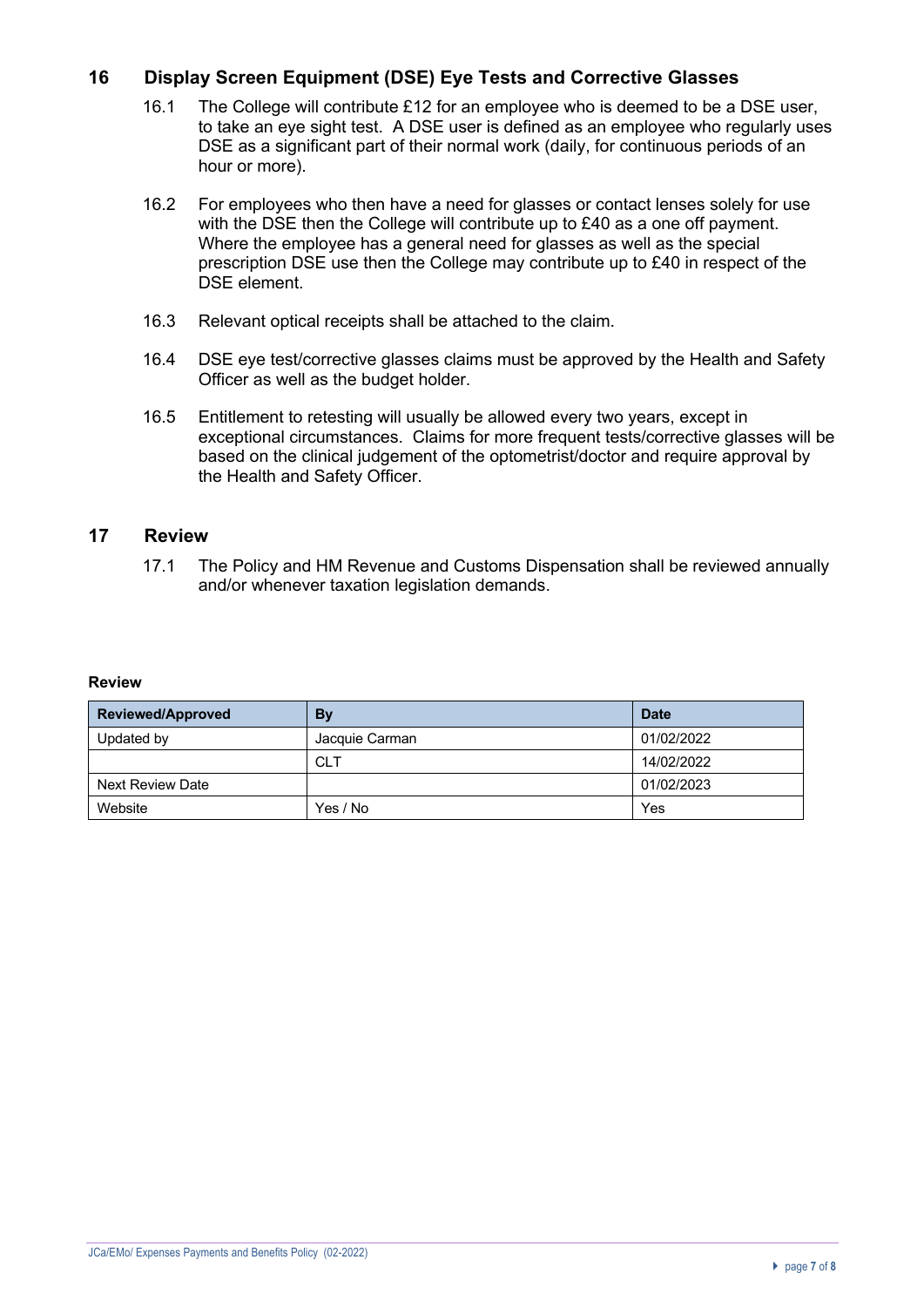## 16 Display Screen Equipment (DSE) Eye Tests and Corrective Glasses

16.1 The College will contribute £12 for an employee who is deemed to be a DSE user, to take an eye sight test. A DSE user is defined as an employee who regularly uses DSE as a significant part of their normal work (daily, for continuous periods of an hour or more).

16.2 For employees who then have a need for glasses or contact lenses solely for use with the DSE then the College will contribute up to £40 as a one off payment. Where the employee has a general need for glasses as well as the special prescription DSE use then the College may contribute up to £40 in respect of the DSE element.

16.3 Relevant optical receipts shall be attached to the claim.

16.4 DSE eye test/corrective glasses claims must be approved by the Health and Safety Officer as well as the budget holder.

16.5 Entitlement to retesting will usually be allowed every two years, except in exceptional circumstances. Claims for more frequent tests/corrective glasses will be based on the clinical judgement of the optometrist/doctor and require approval by the Health and Safety Officer.

## 17 Review

17.1 The Policy and HM Revenue and Customs Dispensation shall be reviewed annually and/or whenever taxation legislation demands.

**Review**

| Reviewed/Approved | By | Date |
|---|---|---|
| Updated by | Jacquie Carman | 01/02/2022 |
| | CLT | 14/02/2022 |
| Next Review Date | | 01/02/2023 |
| Website | Yes / No | Yes |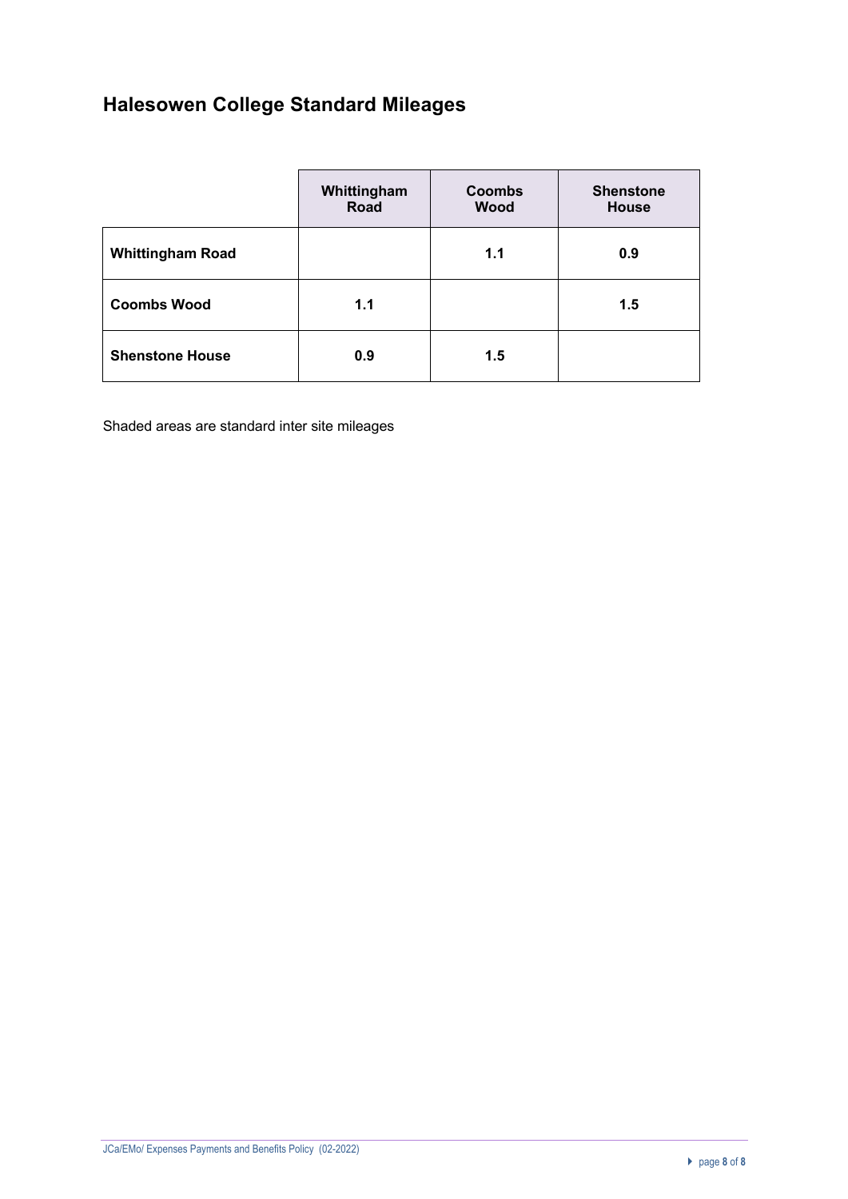## Halesowen College Standard Mileages

| | Whittingham Road | Coombs Wood | Shenstone House |
|---|---|---|---|
| **Whittingham Road** | | **1.1** | **0.9** |
| **Coombs Wood** | **1.1** | | **1.5** |
| **Shenstone House** | **0.9** | **1.5** | |

Shaded areas are standard inter site mileages